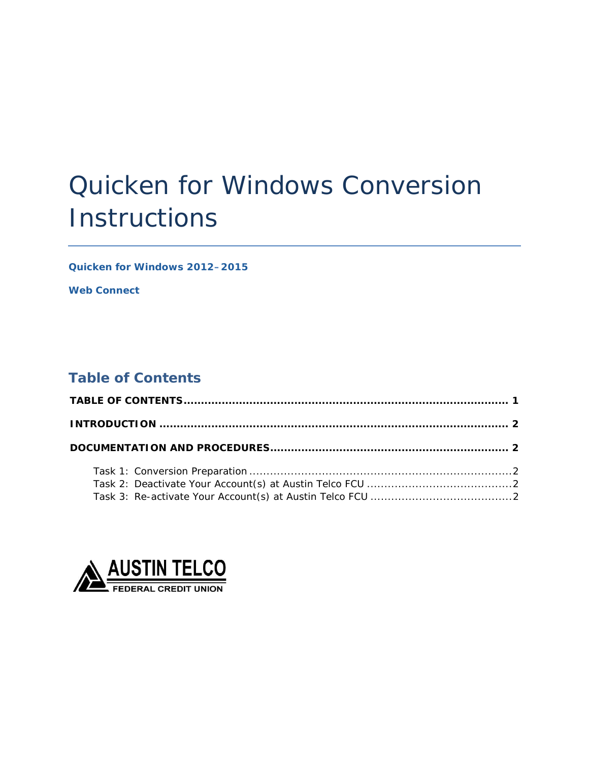# Quicken for Windows Conversion Instructions

**Quicken for Windows 2012–2015**

**Web Connect**

## Table of Contents

**TABLE OF CONTENTS ........................................................................................ 1**

**INTRODUCTION ................................................................................................ 2**

**DOCUMENTATION AND PROCEDURES ................................................................ 2**

- Task 1: Conversion Preparation ........................................................................ 2
- Task 2: Deactivate Your Account(s) at Austin Telco FCU ........................................ 2
- Task 3: Re-activate Your Account(s) at Austin Telco FCU ....................................... 2

AUSTIN TELCO
FEDERAL CREDIT UNION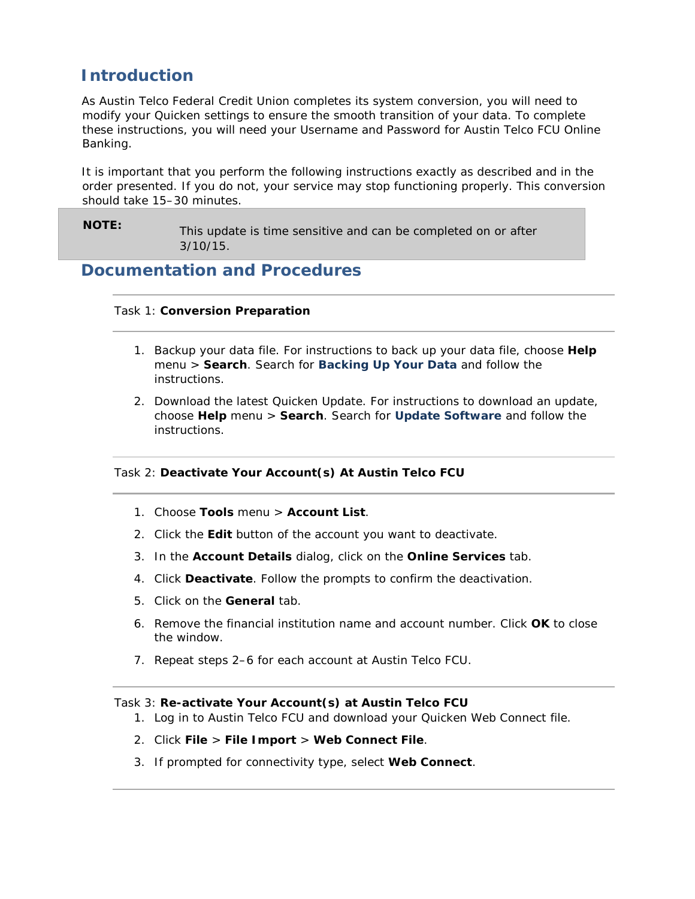## Introduction

As Austin Telco Federal Credit Union completes its system conversion, you will need to modify your Quicken settings to ensure the smooth transition of your data. To complete these instructions, you will need your Username and Password for Austin Telco FCU Online Banking.

It is important that you perform the following instructions exactly as described and in the order presented. If you do not, your service may stop functioning properly. This conversion should take 15–30 minutes.

| **NOTE:** | This update is time sensitive and can be completed on or after 3/10/15. |
|---|---|

## Documentation and Procedures

---

Task 1: **Conversion Preparation**

---

1. Backup your data file. For instructions to back up your data file, choose **Help** menu > **Search**. Search for **Backing Up Your Data** and follow the instructions.
2. Download the latest Quicken Update. For instructions to download an update, choose **Help** menu > **Search**. Search for **Update Software** and follow the instructions.

---

Task 2: **Deactivate Your Account(s) At Austin Telco FCU**

---

1. Choose **Tools** menu > **Account List**.
2. Click the **Edit** button of the account you want to deactivate.
3. In the **Account Details** dialog, click on the **Online Services** tab.
4. Click **Deactivate**. Follow the prompts to confirm the deactivation.
5. Click on the **General** tab.
6. Remove the financial institution name and account number. Click **OK** to close the window.
7. Repeat steps 2–6 for each account at Austin Telco FCU.

---

Task 3: **Re-activate Your Account(s) at Austin Telco FCU**

1. Log in to Austin Telco FCU and download your Quicken Web Connect file.
2. Click **File** > **File Import** > **Web Connect File**.
3. If prompted for connectivity type, select **Web Connect**.

---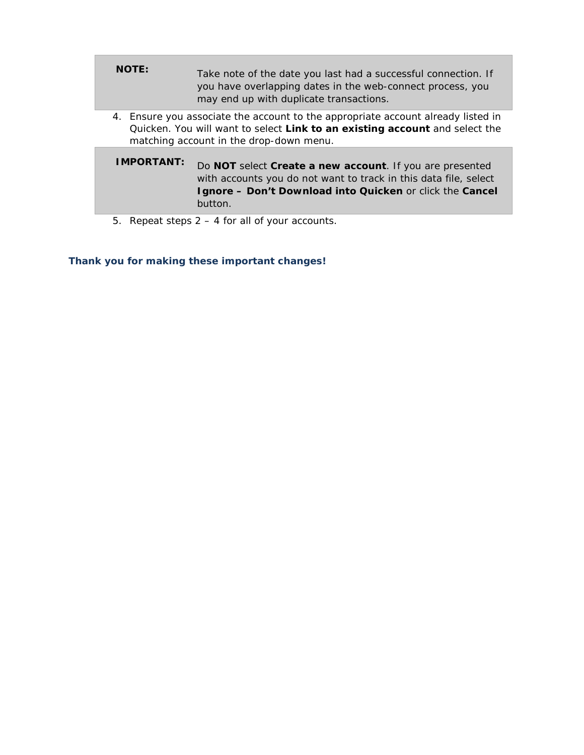| | |
|---|---|
| **NOTE:** | Take note of the date you last had a successful connection. If you have overlapping dates in the web-connect process, you may end up with duplicate transactions. |

4. Ensure you associate the account to the appropriate account already listed in Quicken. You will want to select **Link to an existing account** and select the matching account in the drop-down menu.

| | |
|---|---|
| **IMPORTANT:** | Do **NOT** select **Create a new account**. If you are presented with accounts you do not want to track in this data file, select **Ignore – Don't Download into Quicken** or click the **Cancel** button. |

5. Repeat steps 2 – 4 for all of your accounts.

**Thank you for making these important changes!**